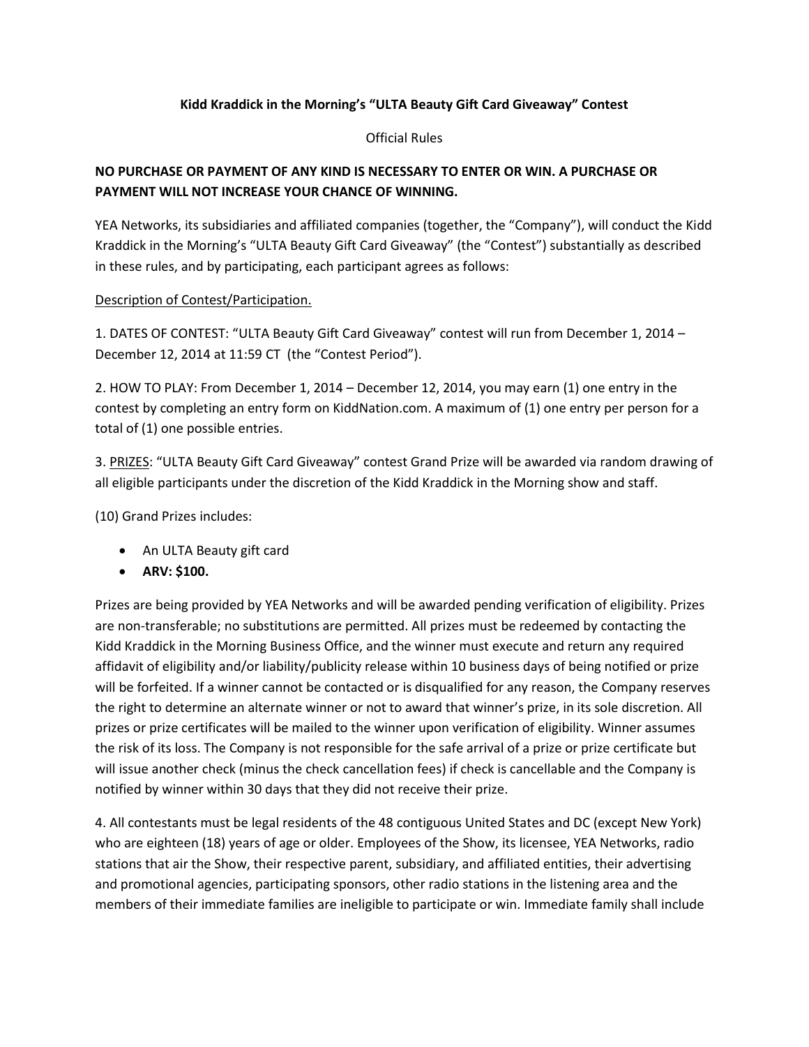**Kidd Kraddick in the Morning's "ULTA Beauty Gift Card Giveaway" Contest**

Official Rules

**NO PURCHASE OR PAYMENT OF ANY KIND IS NECESSARY TO ENTER OR WIN. A PURCHASE OR PAYMENT WILL NOT INCREASE YOUR CHANCE OF WINNING.**

YEA Networks, its subsidiaries and affiliated companies (together, the "Company"), will conduct the Kidd Kraddick in the Morning's "ULTA Beauty Gift Card Giveaway" (the "Contest") substantially as described in these rules, and by participating, each participant agrees as follows:

<u>Description of Contest/Participation.</u>

1. DATES OF CONTEST: "ULTA Beauty Gift Card Giveaway" contest will run from December 1, 2014 – December 12, 2014 at 11:59 CT (the "Contest Period").

2. HOW TO PLAY: From December 1, 2014 – December 12, 2014, you may earn (1) one entry in the contest by completing an entry form on KiddNation.com. A maximum of (1) one entry per person for a total of (1) one possible entries.

3. <u>PRIZES</u>: "ULTA Beauty Gift Card Giveaway" contest Grand Prize will be awarded via random drawing of all eligible participants under the discretion of the Kidd Kraddick in the Morning show and staff.

(10) Grand Prizes includes:

- An ULTA Beauty gift card
- **ARV: $100.**

Prizes are being provided by YEA Networks and will be awarded pending verification of eligibility. Prizes are non-transferable; no substitutions are permitted. All prizes must be redeemed by contacting the Kidd Kraddick in the Morning Business Office, and the winner must execute and return any required affidavit of eligibility and/or liability/publicity release within 10 business days of being notified or prize will be forfeited. If a winner cannot be contacted or is disqualified for any reason, the Company reserves the right to determine an alternate winner or not to award that winner's prize, in its sole discretion. All prizes or prize certificates will be mailed to the winner upon verification of eligibility. Winner assumes the risk of its loss. The Company is not responsible for the safe arrival of a prize or prize certificate but will issue another check (minus the check cancellation fees) if check is cancellable and the Company is notified by winner within 30 days that they did not receive their prize.

4. All contestants must be legal residents of the 48 contiguous United States and DC (except New York) who are eighteen (18) years of age or older. Employees of the Show, its licensee, YEA Networks, radio stations that air the Show, their respective parent, subsidiary, and affiliated entities, their advertising and promotional agencies, participating sponsors, other radio stations in the listening area and the members of their immediate families are ineligible to participate or win. Immediate family shall include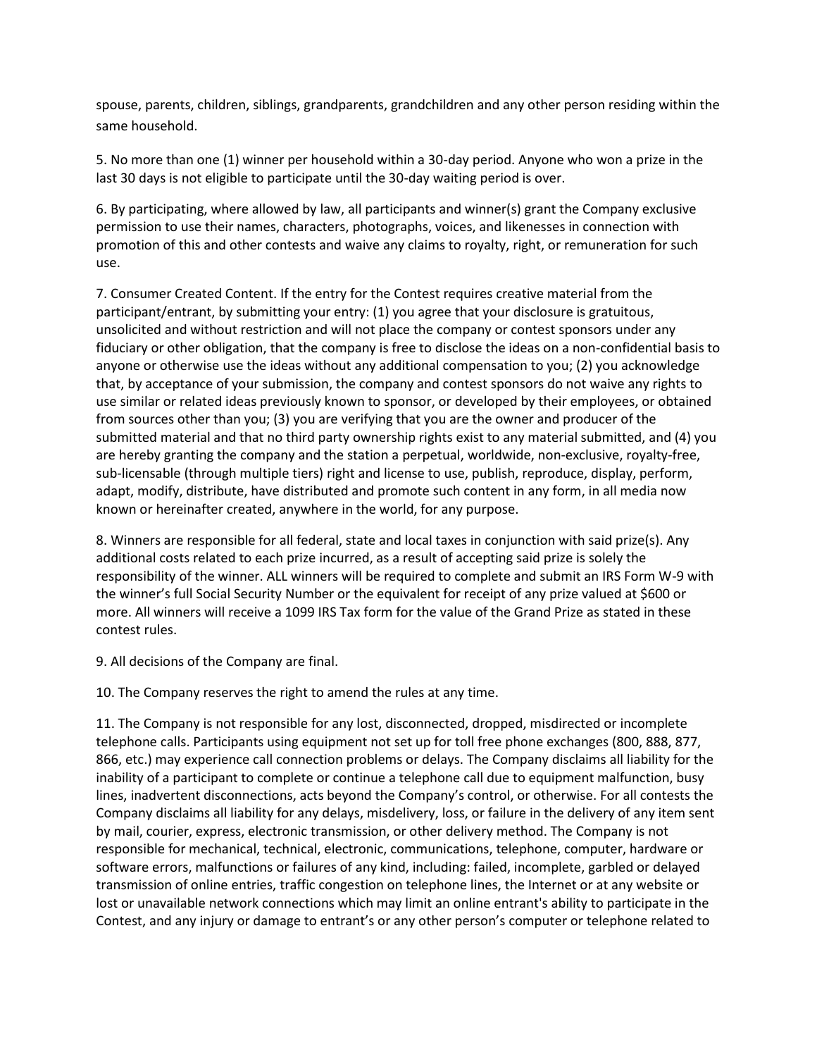spouse, parents, children, siblings, grandparents, grandchildren and any other person residing within the same household.

5. No more than one (1) winner per household within a 30-day period. Anyone who won a prize in the last 30 days is not eligible to participate until the 30-day waiting period is over.

6. By participating, where allowed by law, all participants and winner(s) grant the Company exclusive permission to use their names, characters, photographs, voices, and likenesses in connection with promotion of this and other contests and waive any claims to royalty, right, or remuneration for such use.

7. Consumer Created Content. If the entry for the Contest requires creative material from the participant/entrant, by submitting your entry: (1) you agree that your disclosure is gratuitous, unsolicited and without restriction and will not place the company or contest sponsors under any fiduciary or other obligation, that the company is free to disclose the ideas on a non-confidential basis to anyone or otherwise use the ideas without any additional compensation to you; (2) you acknowledge that, by acceptance of your submission, the company and contest sponsors do not waive any rights to use similar or related ideas previously known to sponsor, or developed by their employees, or obtained from sources other than you; (3) you are verifying that you are the owner and producer of the submitted material and that no third party ownership rights exist to any material submitted, and (4) you are hereby granting the company and the station a perpetual, worldwide, non-exclusive, royalty-free, sub-licensable (through multiple tiers) right and license to use, publish, reproduce, display, perform, adapt, modify, distribute, have distributed and promote such content in any form, in all media now known or hereinafter created, anywhere in the world, for any purpose.

8. Winners are responsible for all federal, state and local taxes in conjunction with said prize(s). Any additional costs related to each prize incurred, as a result of accepting said prize is solely the responsibility of the winner. ALL winners will be required to complete and submit an IRS Form W-9 with the winner's full Social Security Number or the equivalent for receipt of any prize valued at $600 or more. All winners will receive a 1099 IRS Tax form for the value of the Grand Prize as stated in these contest rules.

9. All decisions of the Company are final.

10. The Company reserves the right to amend the rules at any time.

11. The Company is not responsible for any lost, disconnected, dropped, misdirected or incomplete telephone calls. Participants using equipment not set up for toll free phone exchanges (800, 888, 877, 866, etc.) may experience call connection problems or delays. The Company disclaims all liability for the inability of a participant to complete or continue a telephone call due to equipment malfunction, busy lines, inadvertent disconnections, acts beyond the Company's control, or otherwise. For all contests the Company disclaims all liability for any delays, misdelivery, loss, or failure in the delivery of any item sent by mail, courier, express, electronic transmission, or other delivery method. The Company is not responsible for mechanical, technical, electronic, communications, telephone, computer, hardware or software errors, malfunctions or failures of any kind, including: failed, incomplete, garbled or delayed transmission of online entries, traffic congestion on telephone lines, the Internet or at any website or lost or unavailable network connections which may limit an online entrant's ability to participate in the Contest, and any injury or damage to entrant's or any other person's computer or telephone related to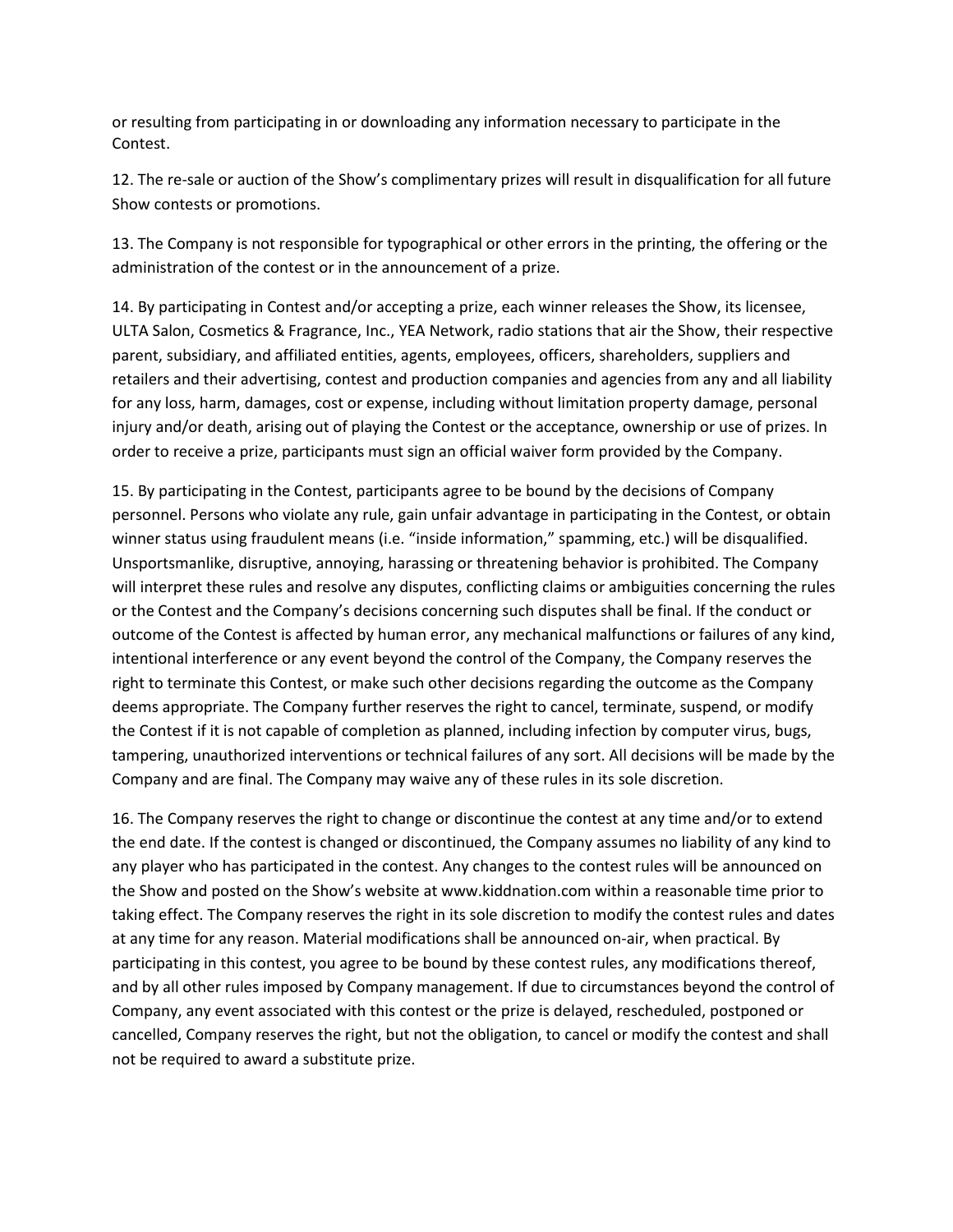or resulting from participating in or downloading any information necessary to participate in the Contest.

12. The re-sale or auction of the Show's complimentary prizes will result in disqualification for all future Show contests or promotions.

13. The Company is not responsible for typographical or other errors in the printing, the offering or the administration of the contest or in the announcement of a prize.

14. By participating in Contest and/or accepting a prize, each winner releases the Show, its licensee, ULTA Salon, Cosmetics & Fragrance, Inc., YEA Network, radio stations that air the Show, their respective parent, subsidiary, and affiliated entities, agents, employees, officers, shareholders, suppliers and retailers and their advertising, contest and production companies and agencies from any and all liability for any loss, harm, damages, cost or expense, including without limitation property damage, personal injury and/or death, arising out of playing the Contest or the acceptance, ownership or use of prizes. In order to receive a prize, participants must sign an official waiver form provided by the Company.

15. By participating in the Contest, participants agree to be bound by the decisions of Company personnel. Persons who violate any rule, gain unfair advantage in participating in the Contest, or obtain winner status using fraudulent means (i.e. "inside information," spamming, etc.) will be disqualified. Unsportsmanlike, disruptive, annoying, harassing or threatening behavior is prohibited. The Company will interpret these rules and resolve any disputes, conflicting claims or ambiguities concerning the rules or the Contest and the Company's decisions concerning such disputes shall be final. If the conduct or outcome of the Contest is affected by human error, any mechanical malfunctions or failures of any kind, intentional interference or any event beyond the control of the Company, the Company reserves the right to terminate this Contest, or make such other decisions regarding the outcome as the Company deems appropriate. The Company further reserves the right to cancel, terminate, suspend, or modify the Contest if it is not capable of completion as planned, including infection by computer virus, bugs, tampering, unauthorized interventions or technical failures of any sort. All decisions will be made by the Company and are final. The Company may waive any of these rules in its sole discretion.

16. The Company reserves the right to change or discontinue the contest at any time and/or to extend the end date. If the contest is changed or discontinued, the Company assumes no liability of any kind to any player who has participated in the contest. Any changes to the contest rules will be announced on the Show and posted on the Show's website at www.kiddnation.com within a reasonable time prior to taking effect. The Company reserves the right in its sole discretion to modify the contest rules and dates at any time for any reason. Material modifications shall be announced on-air, when practical. By participating in this contest, you agree to be bound by these contest rules, any modifications thereof, and by all other rules imposed by Company management. If due to circumstances beyond the control of Company, any event associated with this contest or the prize is delayed, rescheduled, postponed or cancelled, Company reserves the right, but not the obligation, to cancel or modify the contest and shall not be required to award a substitute prize.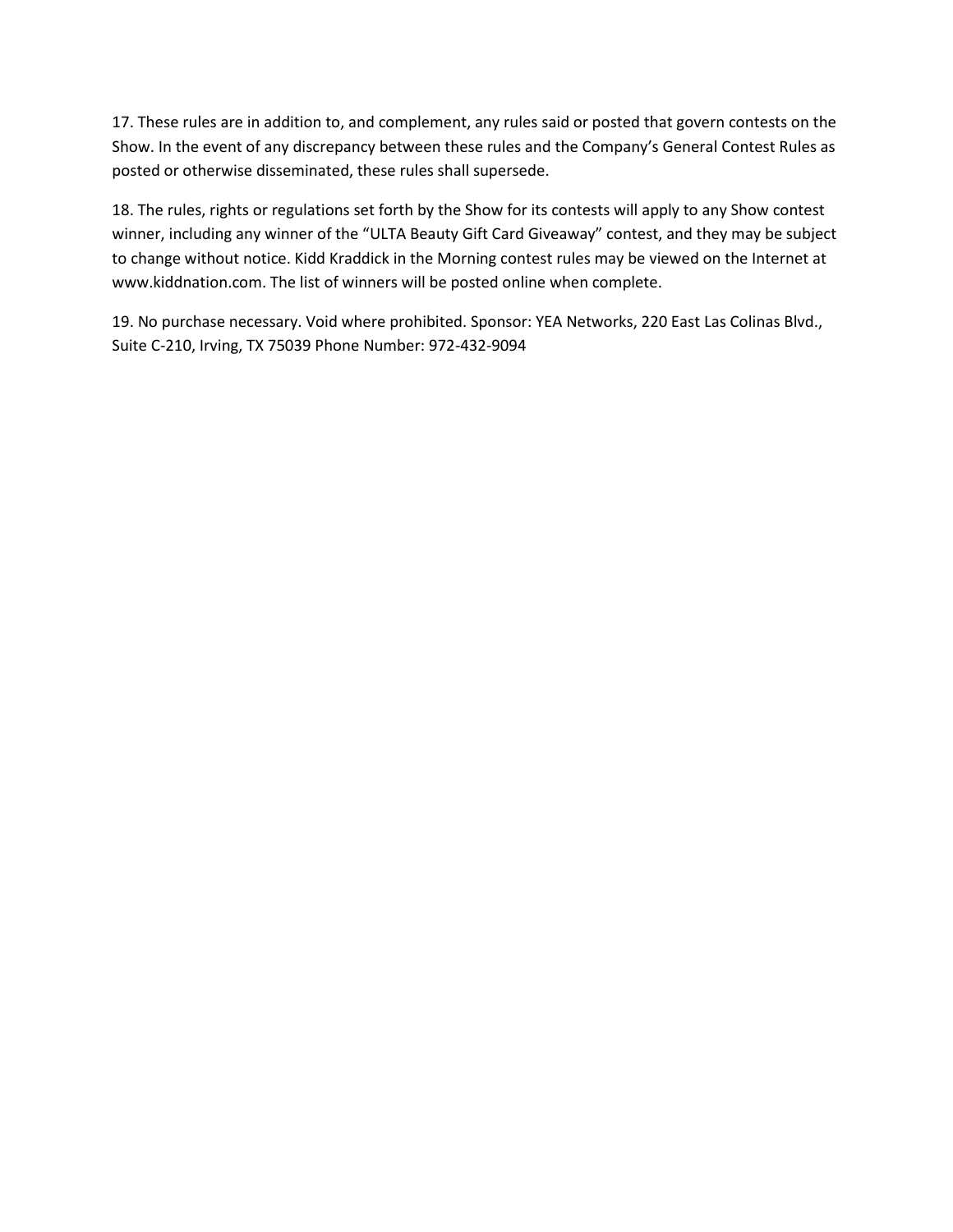17. These rules are in addition to, and complement, any rules said or posted that govern contests on the Show. In the event of any discrepancy between these rules and the Company's General Contest Rules as posted or otherwise disseminated, these rules shall supersede.

18. The rules, rights or regulations set forth by the Show for its contests will apply to any Show contest winner, including any winner of the "ULTA Beauty Gift Card Giveaway" contest, and they may be subject to change without notice. Kidd Kraddick in the Morning contest rules may be viewed on the Internet at www.kiddnation.com. The list of winners will be posted online when complete.

19. No purchase necessary. Void where prohibited. Sponsor: YEA Networks, 220 East Las Colinas Blvd., Suite C-210, Irving, TX 75039 Phone Number: 972-432-9094